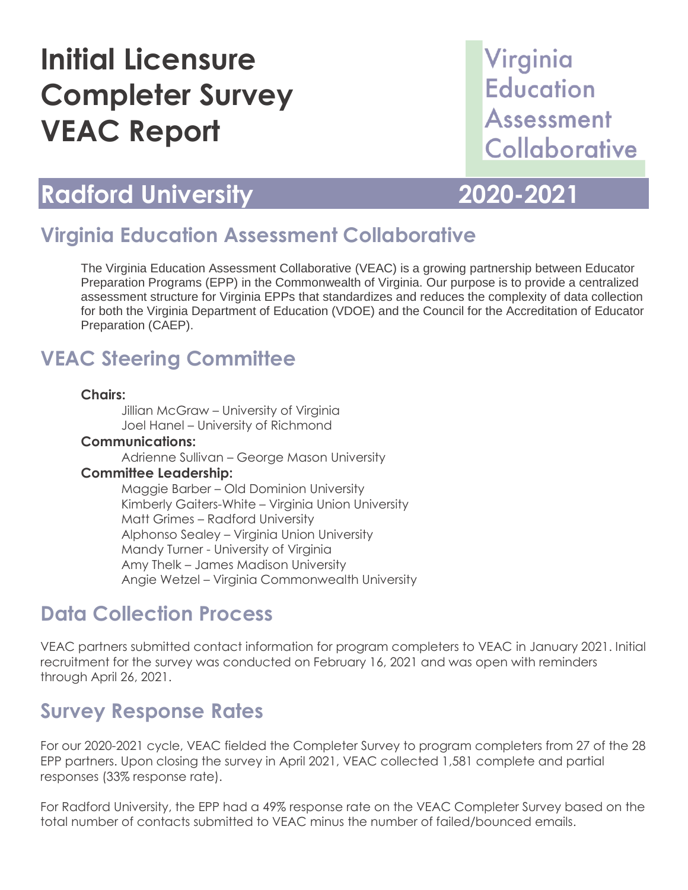# Initial Licensure Completer Survey VEAC Report

Virginia Education Assessment Collaborative

## Radford University 2020-2021

## Virginia Education Assessment Collaborative

The Virginia Education Assessment Collaborative (VEAC) is a growing partnership between Educator Preparation Programs (EPP) in the Commonwealth of Virginia. Our purpose is to provide a centralized assessment structure for Virginia EPPs that standardizes and reduces the complexity of data collection for both the Virginia Department of Education (VDOE) and the Council for the Accreditation of Educator Preparation (CAEP).

## VEAC Steering Committee

**Chairs:**

Jillian McGraw – University of Virginia
Joel Hanel – University of Richmond

**Communications:**

Adrienne Sullivan – George Mason University

**Committee Leadership:**

Maggie Barber – Old Dominion University
Kimberly Gaiters-White – Virginia Union University
Matt Grimes – Radford University
Alphonso Sealey – Virginia Union University
Mandy Turner - University of Virginia
Amy Thelk – James Madison University
Angie Wetzel – Virginia Commonwealth University

## Data Collection Process

VEAC partners submitted contact information for program completers to VEAC in January 2021. Initial recruitment for the survey was conducted on February 16, 2021 and was open with reminders through April 26, 2021.

## Survey Response Rates

For our 2020-2021 cycle, VEAC fielded the Completer Survey to program completers from 27 of the 28 EPP partners. Upon closing the survey in April 2021, VEAC collected 1,581 complete and partial responses (33% response rate).

For Radford University, the EPP had a 49% response rate on the VEAC Completer Survey based on the total number of contacts submitted to VEAC minus the number of failed/bounced emails.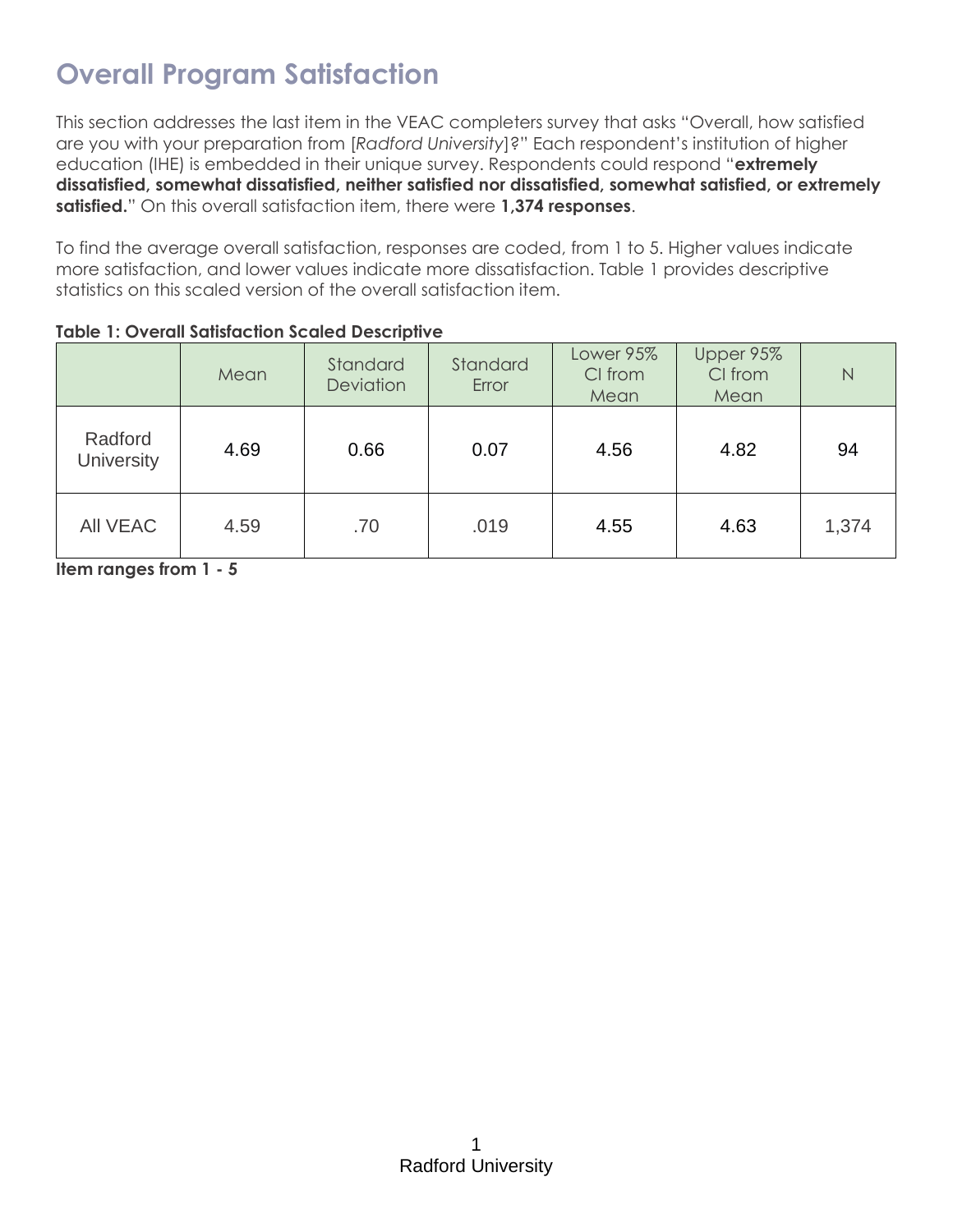# Overall Program Satisfaction

This section addresses the last item in the VEAC completers survey that asks "Overall, how satisfied are you with your preparation from [*Radford University*]?" Each respondent's institution of higher education (IHE) is embedded in their unique survey. Respondents could respond "**extremely dissatisfied, somewhat dissatisfied, neither satisfied nor dissatisfied, somewhat satisfied, or extremely satisfied.**" On this overall satisfaction item, there were **1,374 responses**.

To find the average overall satisfaction, responses are coded, from 1 to 5. Higher values indicate more satisfaction, and lower values indicate more dissatisfaction. Table 1 provides descriptive statistics on this scaled version of the overall satisfaction item.

**Table 1: Overall Satisfaction Scaled Descriptive**

| | Mean | Standard Deviation | Standard Error | Lower 95% CI from Mean | Upper 95% CI from Mean | N |
|---|---|---|---|---|---|---|
| Radford University | 4.69 | 0.66 | 0.07 | 4.56 | 4.82 | 94 |
| All VEAC | 4.59 | .70 | .019 | 4.55 | 4.63 | 1,374 |

**Item ranges from 1 - 5**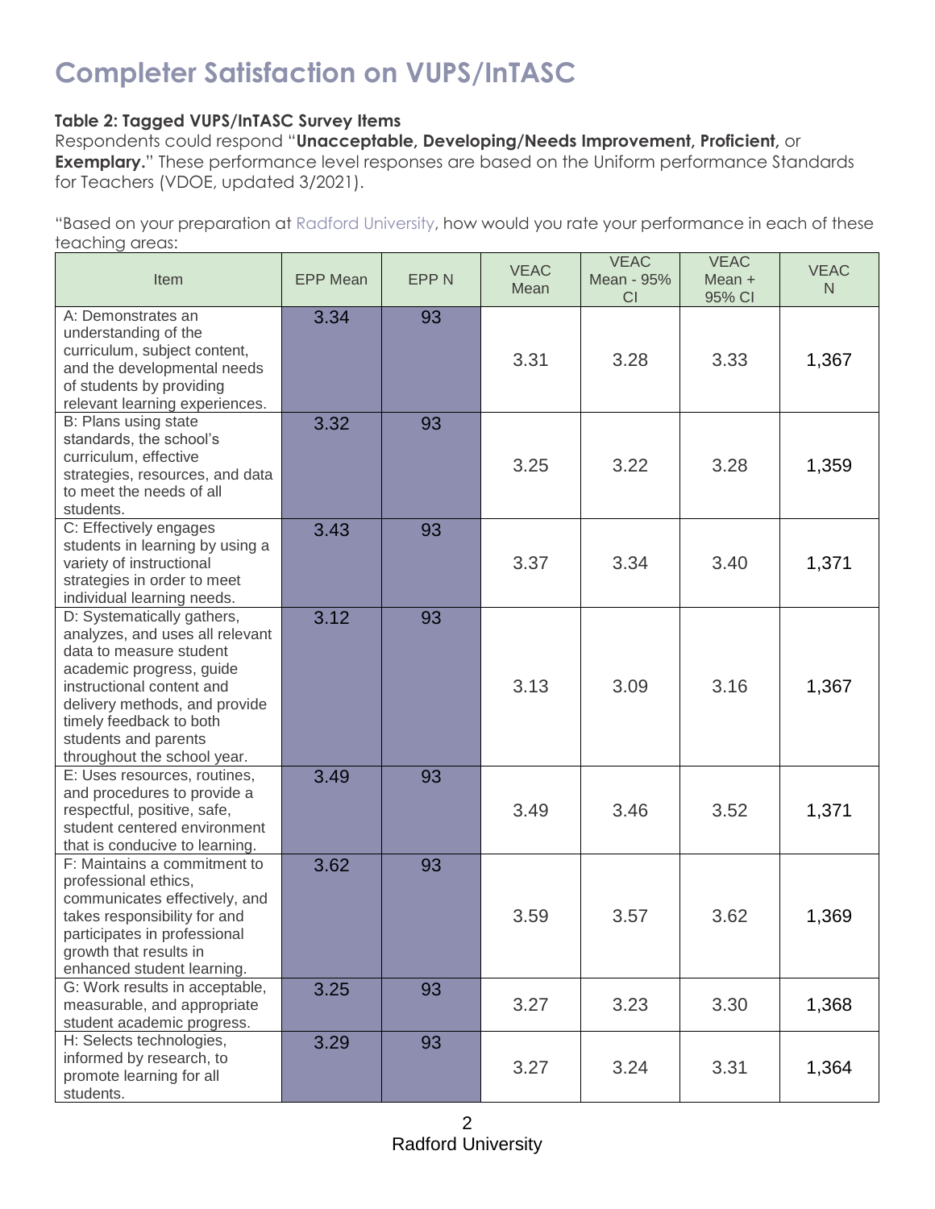# Completer Satisfaction on VUPS/InTASC

**Table 2: Tagged VUPS/InTASC Survey Items**

Respondents could respond "**Unacceptable, Developing/Needs Improvement, Proficient,** or **Exemplary.**" These performance level responses are based on the Uniform performance Standards for Teachers (VDOE, updated 3/2021).

"Based on your preparation at Radford University, how would you rate your performance in each of these teaching areas:

| Item | EPP Mean | EPP N | VEAC Mean | VEAC Mean - 95% CI | VEAC Mean + 95% CI | VEAC N |
|---|---|---|---|---|---|---|
| A: Demonstrates an understanding of the curriculum, subject content, and the developmental needs of students by providing relevant learning experiences. | 3.34 | 93 | 3.31 | 3.28 | 3.33 | 1,367 |
| B: Plans using state standards, the school's curriculum, effective strategies, resources, and data to meet the needs of all students. | 3.32 | 93 | 3.25 | 3.22 | 3.28 | 1,359 |
| C: Effectively engages students in learning by using a variety of instructional strategies in order to meet individual learning needs. | 3.43 | 93 | 3.37 | 3.34 | 3.40 | 1,371 |
| D: Systematically gathers, analyzes, and uses all relevant data to measure student academic progress, guide instructional content and delivery methods, and provide timely feedback to both students and parents throughout the school year. | 3.12 | 93 | 3.13 | 3.09 | 3.16 | 1,367 |
| E: Uses resources, routines, and procedures to provide a respectful, positive, safe, student centered environment that is conducive to learning. | 3.49 | 93 | 3.49 | 3.46 | 3.52 | 1,371 |
| F: Maintains a commitment to professional ethics, communicates effectively, and takes responsibility for and participates in professional growth that results in enhanced student learning. | 3.62 | 93 | 3.59 | 3.57 | 3.62 | 1,369 |
| G: Work results in acceptable, measurable, and appropriate student academic progress. | 3.25 | 93 | 3.27 | 3.23 | 3.30 | 1,368 |
| H: Selects technologies, informed by research, to promote learning for all students. | 3.29 | 93 | 3.27 | 3.24 | 3.31 | 1,364 |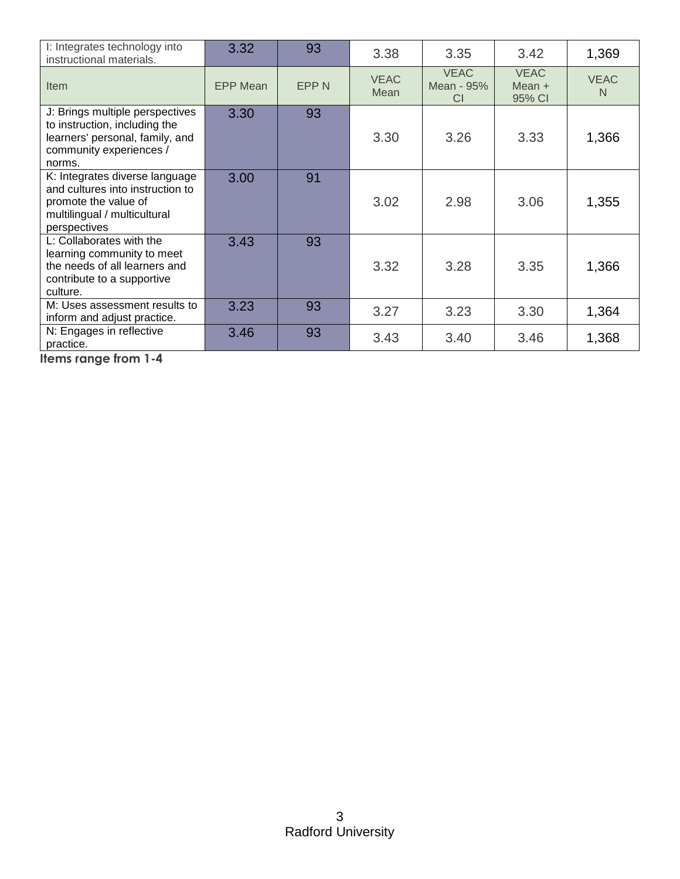| Item | EPP Mean | EPP N | VEAC Mean | VEAC Mean - 95% CI | VEAC Mean + 95% CI | VEAC N |
|---|---|---|---|---|---|---|
| I: Integrates technology into instructional materials. | 3.32 | 93 | 3.38 | 3.35 | 3.42 | 1,369 |
| J: Brings multiple perspectives to instruction, including the learners' personal, family, and community experiences / norms. | 3.30 | 93 | 3.30 | 3.26 | 3.33 | 1,366 |
| K: Integrates diverse language and cultures into instruction to promote the value of multilingual / multicultural perspectives | 3.00 | 91 | 3.02 | 2.98 | 3.06 | 1,355 |
| L: Collaborates with the learning community to meet the needs of all learners and contribute to a supportive culture. | 3.43 | 93 | 3.32 | 3.28 | 3.35 | 1,366 |
| M: Uses assessment results to inform and adjust practice. | 3.23 | 93 | 3.27 | 3.23 | 3.30 | 1,364 |
| N: Engages in reflective practice. | 3.46 | 93 | 3.43 | 3.40 | 3.46 | 1,368 |

**Items range from 1-4**